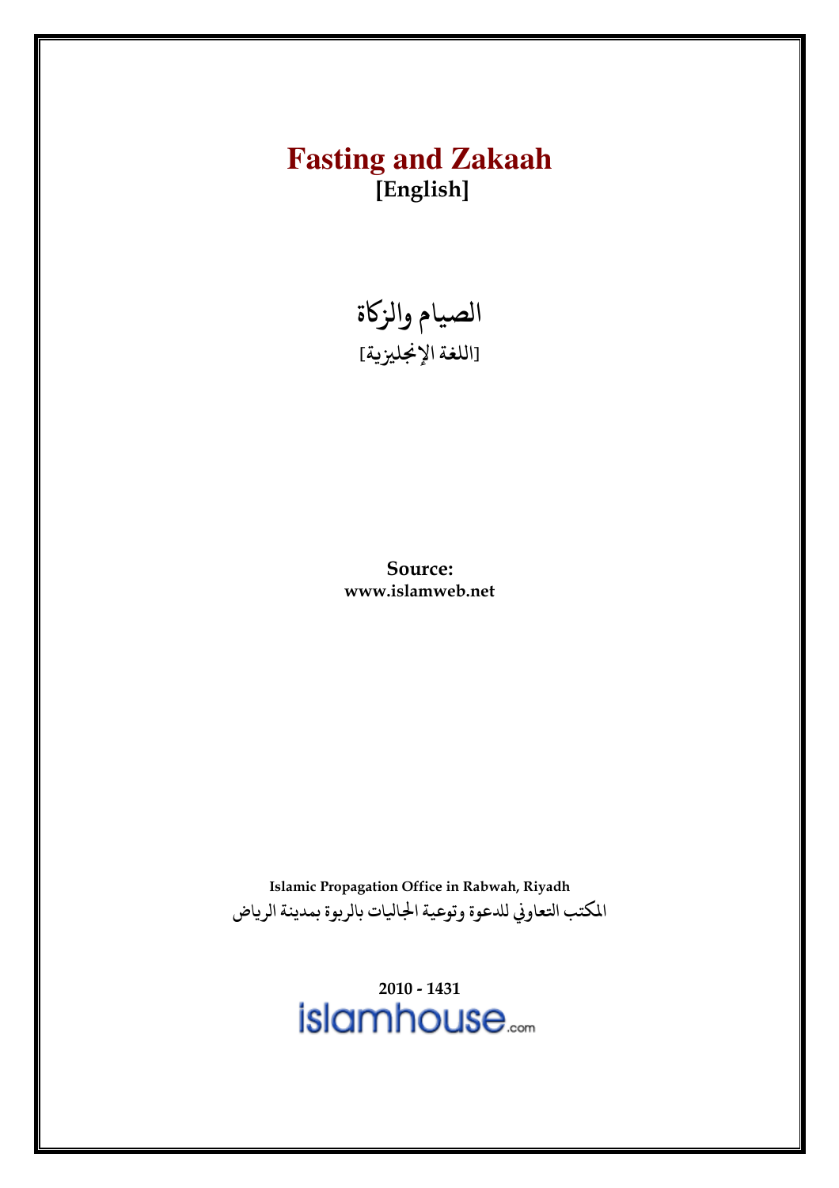# Fasting and Zakaah

**[English]**

# الصيام والزكاة

[اللغة الإنجليزية]

**Source:**
**www.islamweb.net**

**Islamic Propagation Office in Rabwah, Riyadh**

المكتب التعاوني للدعوة وتوعية الجاليات بالربوة بمدينة الرياض

**2010 - 1431**

islamhouse.com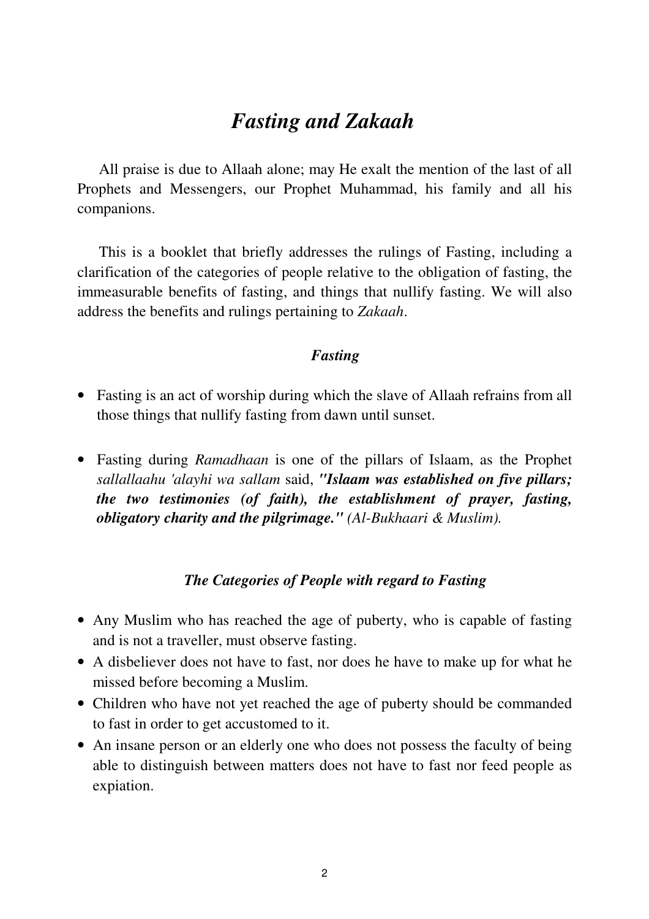# *Fasting and Zakaah*

All praise is due to Allaah alone; may He exalt the mention of the last of all Prophets and Messengers, our Prophet Muhammad, his family and all his companions.

This is a booklet that briefly addresses the rulings of Fasting, including a clarification of the categories of people relative to the obligation of fasting, the immeasurable benefits of fasting, and things that nullify fasting. We will also address the benefits and rulings pertaining to *Zakaah*.

### *Fasting*

- Fasting is an act of worship during which the slave of Allaah refrains from all those things that nullify fasting from dawn until sunset.
- Fasting during *Ramadhaan* is one of the pillars of Islaam, as the Prophet *sallallaahu 'alayhi wa sallam* said, ***"Islaam was established on five pillars; the two testimonies (of faith), the establishment of prayer, fasting, obligatory charity and the pilgrimage."*** *(Al-Bukhaari & Muslim).*

### *The Categories of People with regard to Fasting*

- Any Muslim who has reached the age of puberty, who is capable of fasting and is not a traveller, must observe fasting.
- A disbeliever does not have to fast, nor does he have to make up for what he missed before becoming a Muslim.
- Children who have not yet reached the age of puberty should be commanded to fast in order to get accustomed to it.
- An insane person or an elderly one who does not possess the faculty of being able to distinguish between matters does not have to fast nor feed people as expiation.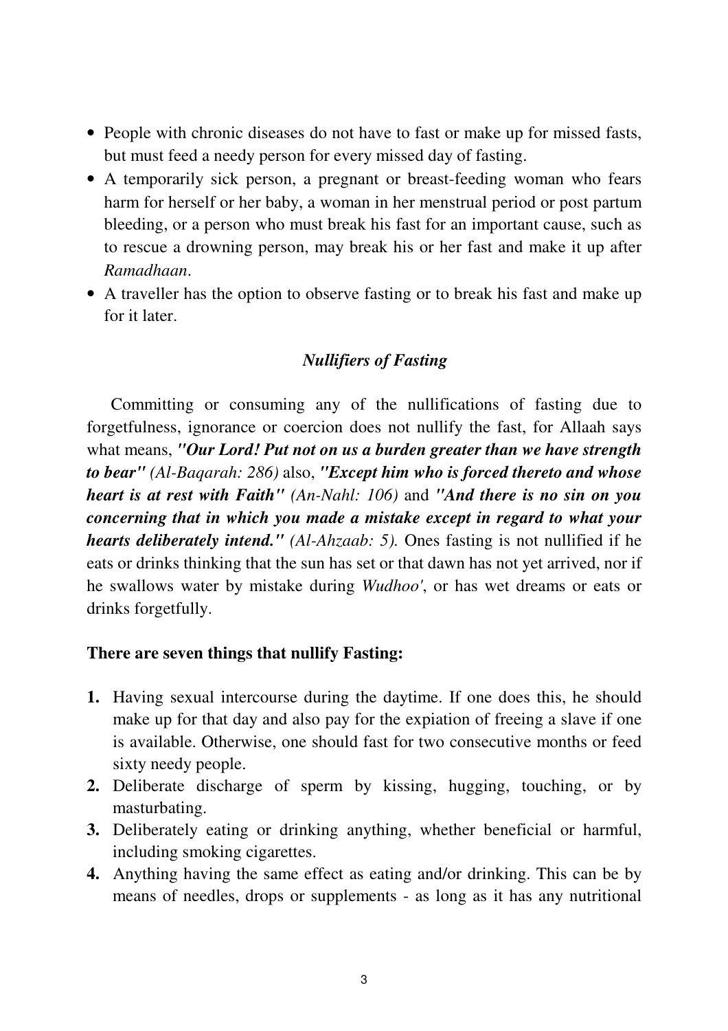- People with chronic diseases do not have to fast or make up for missed fasts, but must feed a needy person for every missed day of fasting.
- A temporarily sick person, a pregnant or breast-feeding woman who fears harm for herself or her baby, a woman in her menstrual period or post partum bleeding, or a person who must break his fast for an important cause, such as to rescue a drowning person, may break his or her fast and make it up after *Ramadhaan*.
- A traveller has the option to observe fasting or to break his fast and make up for it later.

### *Nullifiers of Fasting*

Committing or consuming any of the nullifications of fasting due to forgetfulness, ignorance or coercion does not nullify the fast, for Allaah says what means, ***"Our Lord! Put not on us a burden greater than we have strength to bear"*** *(Al-Baqarah: 286)* also, ***"Except him who is forced thereto and whose heart is at rest with Faith"*** *(An-Nahl: 106)* and ***"And there is no sin on you concerning that in which you made a mistake except in regard to what your hearts deliberately intend."*** *(Al-Ahzaab: 5).* Ones fasting is not nullified if he eats or drinks thinking that the sun has set or that dawn has not yet arrived, nor if he swallows water by mistake during *Wudhoo'*, or has wet dreams or eats or drinks forgetfully.

**There are seven things that nullify Fasting:**

1. Having sexual intercourse during the daytime. If one does this, he should make up for that day and also pay for the expiation of freeing a slave if one is available. Otherwise, one should fast for two consecutive months or feed sixty needy people.
2. Deliberate discharge of sperm by kissing, hugging, touching, or by masturbating.
3. Deliberately eating or drinking anything, whether beneficial or harmful, including smoking cigarettes.
4. Anything having the same effect as eating and/or drinking. This can be by means of needles, drops or supplements - as long as it has any nutritional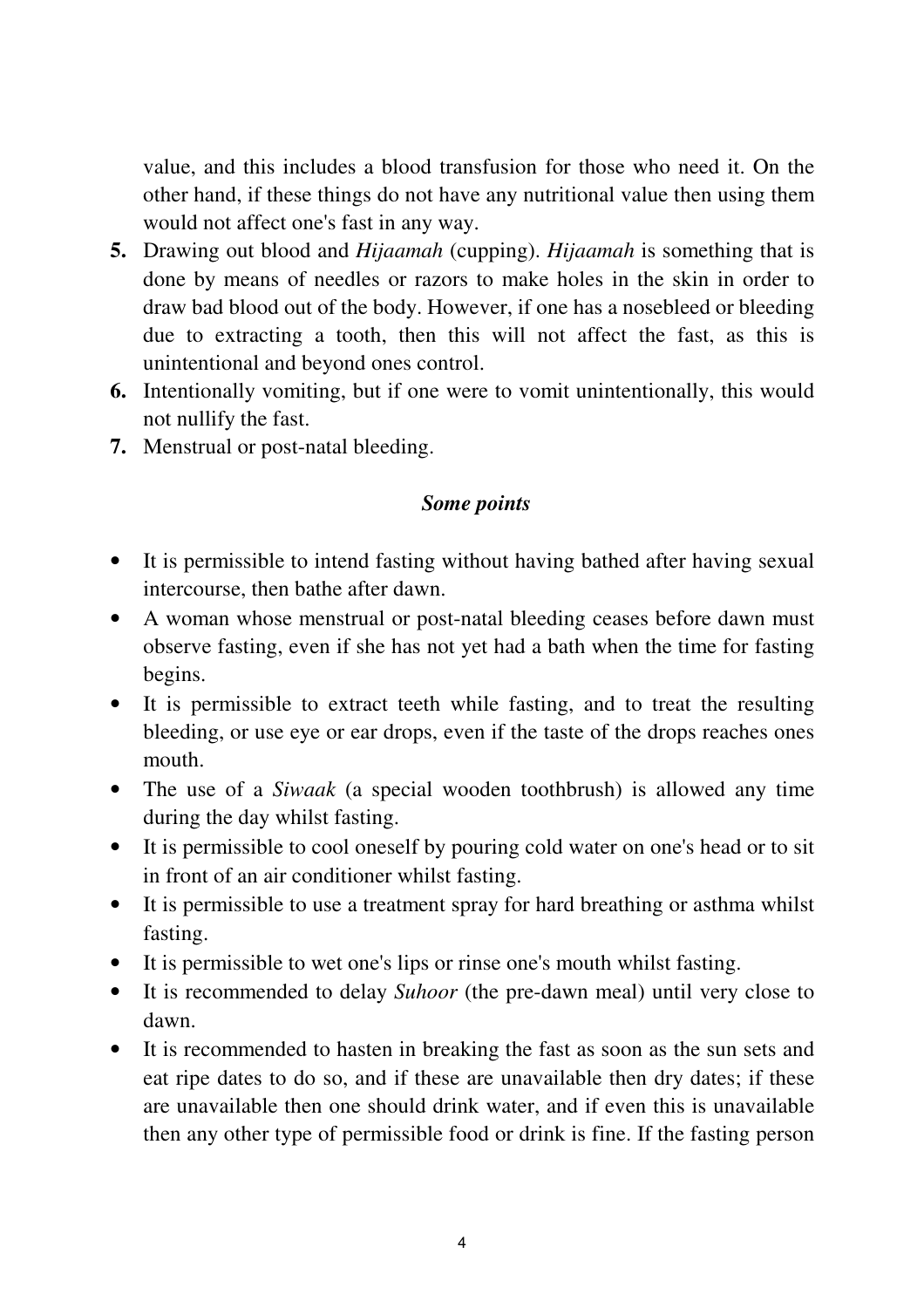value, and this includes a blood transfusion for those who need it. On the other hand, if these things do not have any nutritional value then using them would not affect one's fast in any way.

5. Drawing out blood and *Hijaamah* (cupping). *Hijaamah* is something that is done by means of needles or razors to make holes in the skin in order to draw bad blood out of the body. However, if one has a nosebleed or bleeding due to extracting a tooth, then this will not affect the fast, as this is unintentional and beyond ones control.
6. Intentionally vomiting, but if one were to vomit unintentionally, this would not nullify the fast.
7. Menstrual or post-natal bleeding.

### *Some points*

- It is permissible to intend fasting without having bathed after having sexual intercourse, then bathe after dawn.
- A woman whose menstrual or post-natal bleeding ceases before dawn must observe fasting, even if she has not yet had a bath when the time for fasting begins.
- It is permissible to extract teeth while fasting, and to treat the resulting bleeding, or use eye or ear drops, even if the taste of the drops reaches ones mouth.
- The use of a *Siwaak* (a special wooden toothbrush) is allowed any time during the day whilst fasting.
- It is permissible to cool oneself by pouring cold water on one's head or to sit in front of an air conditioner whilst fasting.
- It is permissible to use a treatment spray for hard breathing or asthma whilst fasting.
- It is permissible to wet one's lips or rinse one's mouth whilst fasting.
- It is recommended to delay *Suhoor* (the pre-dawn meal) until very close to dawn.
- It is recommended to hasten in breaking the fast as soon as the sun sets and eat ripe dates to do so, and if these are unavailable then dry dates; if these are unavailable then one should drink water, and if even this is unavailable then any other type of permissible food or drink is fine. If the fasting person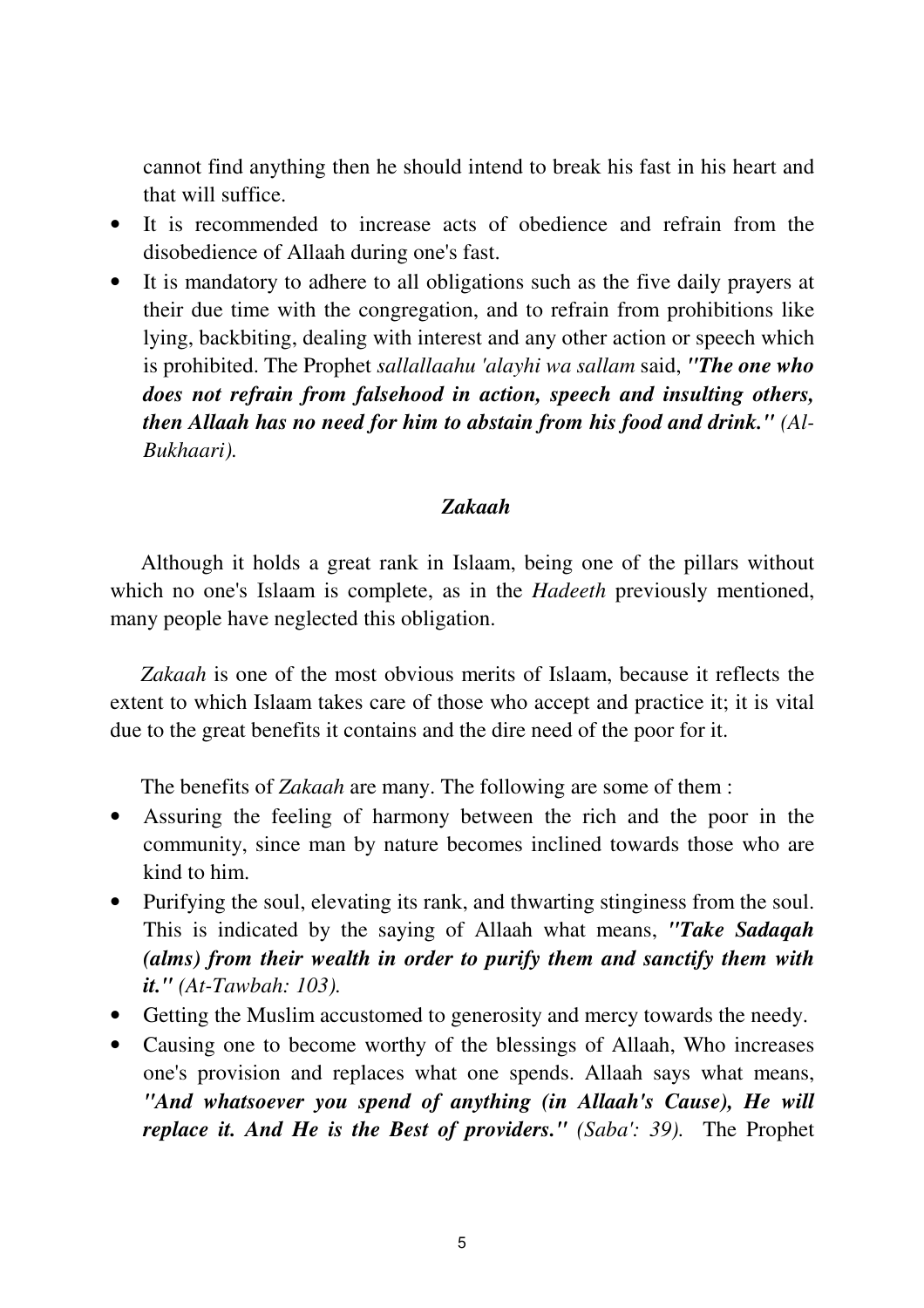cannot find anything then he should intend to break his fast in his heart and that will suffice.

- It is recommended to increase acts of obedience and refrain from the disobedience of Allaah during one's fast.
- It is mandatory to adhere to all obligations such as the five daily prayers at their due time with the congregation, and to refrain from prohibitions like lying, backbiting, dealing with interest and any other action or speech which is prohibited. The Prophet *sallallaahu 'alayhi wa sallam* said, ***"The one who does not refrain from falsehood in action, speech and insulting others, then Allaah has no need for him to abstain from his food and drink."*** *(Al-Bukhaari).*

### *Zakaah*

Although it holds a great rank in Islaam, being one of the pillars without which no one's Islaam is complete, as in the *Hadeeth* previously mentioned, many people have neglected this obligation.

*Zakaah* is one of the most obvious merits of Islaam, because it reflects the extent to which Islaam takes care of those who accept and practice it; it is vital due to the great benefits it contains and the dire need of the poor for it.

The benefits of *Zakaah* are many. The following are some of them :

- Assuring the feeling of harmony between the rich and the poor in the community, since man by nature becomes inclined towards those who are kind to him.
- Purifying the soul, elevating its rank, and thwarting stinginess from the soul. This is indicated by the saying of Allaah what means, ***"Take Sadaqah (alms) from their wealth in order to purify them and sanctify them with it."*** *(At-Tawbah: 103).*
- Getting the Muslim accustomed to generosity and mercy towards the needy.
- Causing one to become worthy of the blessings of Allaah, Who increases one's provision and replaces what one spends. Allaah says what means, ***"And whatsoever you spend of anything (in Allaah's Cause), He will replace it. And He is the Best of providers."*** *(Saba': 39).* The Prophet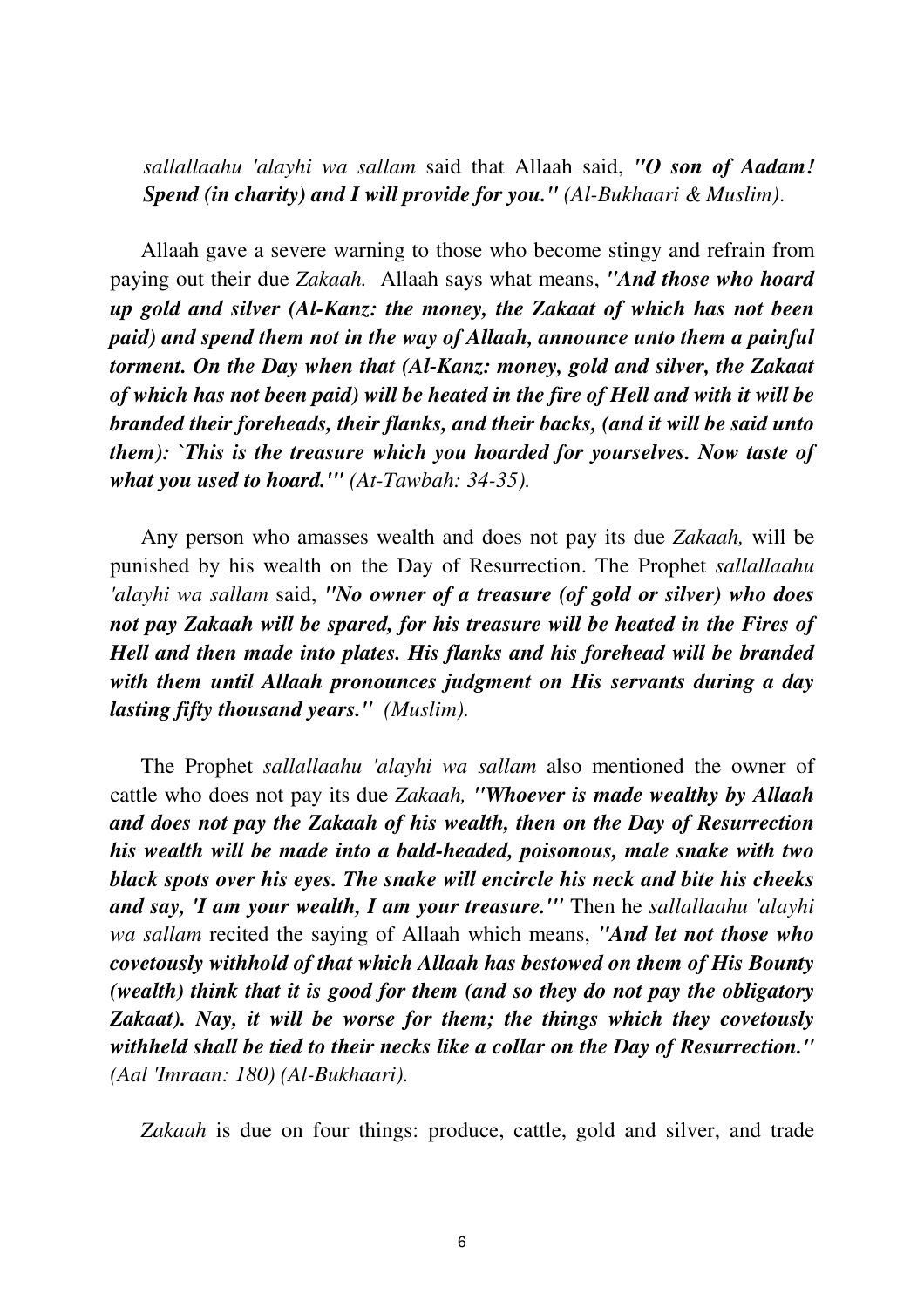*sallallaahu 'alayhi wa sallam* said that Allaah said, ***"O son of Aadam! Spend (in charity) and I will provide for you."*** *(Al-Bukhaari & Muslim).*

Allaah gave a severe warning to those who become stingy and refrain from paying out their due *Zakaah.* Allaah says what means, ***"And those who hoard up gold and silver (Al-Kanz: the money, the Zakaat of which has not been paid) and spend them not in the way of Allaah, announce unto them a painful torment. On the Day when that (Al-Kanz: money, gold and silver, the Zakaat of which has not been paid) will be heated in the fire of Hell and with it will be branded their foreheads, their flanks, and their backs, (and it will be said unto them): `This is the treasure which you hoarded for yourselves. Now taste of what you used to hoard.'"*** *(At-Tawbah: 34-35).*

Any person who amasses wealth and does not pay its due *Zakaah,* will be punished by his wealth on the Day of Resurrection. The Prophet *sallallaahu 'alayhi wa sallam* said, ***"No owner of a treasure (of gold or silver) who does not pay Zakaah will be spared, for his treasure will be heated in the Fires of Hell and then made into plates. His flanks and his forehead will be branded with them until Allaah pronounces judgment on His servants during a day lasting fifty thousand years."*** *(Muslim).*

The Prophet *sallallaahu 'alayhi wa sallam* also mentioned the owner of cattle who does not pay its due *Zakaah,* ***"Whoever is made wealthy by Allaah and does not pay the Zakaah of his wealth, then on the Day of Resurrection his wealth will be made into a bald-headed, poisonous, male snake with two black spots over his eyes. The snake will encircle his neck and bite his cheeks and say, 'I am your wealth, I am your treasure.'"*** Then he *sallallaahu 'alayhi wa sallam* recited the saying of Allaah which means, ***"And let not those who covetously withhold of that which Allaah has bestowed on them of His Bounty (wealth) think that it is good for them (and so they do not pay the obligatory Zakaat). Nay, it will be worse for them; the things which they covetously withheld shall be tied to their necks like a collar on the Day of Resurrection."*** *(Aal 'Imraan: 180) (Al-Bukhaari).*

*Zakaah* is due on four things: produce, cattle, gold and silver, and trade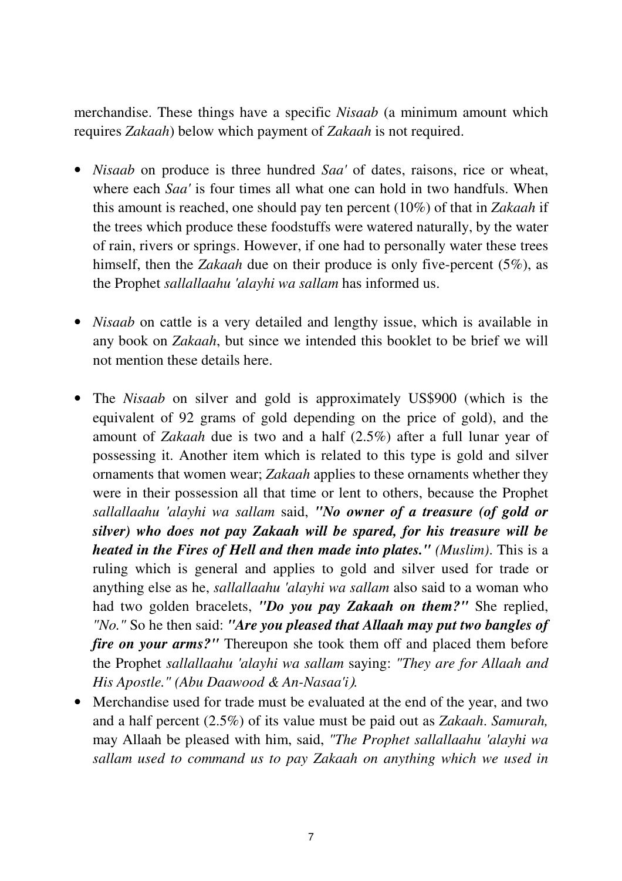merchandise. These things have a specific *Nisaab* (a minimum amount which requires *Zakaah*) below which payment of *Zakaah* is not required.

- *Nisaab* on produce is three hundred *Saa'* of dates, raisons, rice or wheat, where each *Saa'* is four times all what one can hold in two handfuls. When this amount is reached, one should pay ten percent (10%) of that in *Zakaah* if the trees which produce these foodstuffs were watered naturally, by the water of rain, rivers or springs. However, if one had to personally water these trees himself, then the *Zakaah* due on their produce is only five-percent (5%), as the Prophet *sallallaahu 'alayhi wa sallam* has informed us.

- *Nisaab* on cattle is a very detailed and lengthy issue, which is available in any book on *Zakaah*, but since we intended this booklet to be brief we will not mention these details here.

- The *Nisaab* on silver and gold is approximately US$900 (which is the equivalent of 92 grams of gold depending on the price of gold), and the amount of *Zakaah* due is two and a half (2.5%) after a full lunar year of possessing it. Another item which is related to this type is gold and silver ornaments that women wear; *Zakaah* applies to these ornaments whether they were in their possession all that time or lent to others, because the Prophet *sallallaahu 'alayhi wa sallam* said, ***"No owner of a treasure (of gold or silver) who does not pay Zakaah will be spared, for his treasure will be heated in the Fires of Hell and then made into plates."*** *(Muslim)*. This is a ruling which is general and applies to gold and silver used for trade or anything else as he, *sallallaahu 'alayhi wa sallam* also said to a woman who had two golden bracelets, ***"Do you pay Zakaah on them?"*** She replied, *"No."* So he then said: ***"Are you pleased that Allaah may put two bangles of fire on your arms?"*** Thereupon she took them off and placed them before the Prophet *sallallaahu 'alayhi wa sallam* saying: *"They are for Allaah and His Apostle." (Abu Daawood & An-Nasaa'i).*
- Merchandise used for trade must be evaluated at the end of the year, and two and a half percent (2.5%) of its value must be paid out as *Zakaah*. *Samurah,* may Allaah be pleased with him, said, *"The Prophet sallallaahu 'alayhi wa sallam used to command us to pay Zakaah on anything which we used in*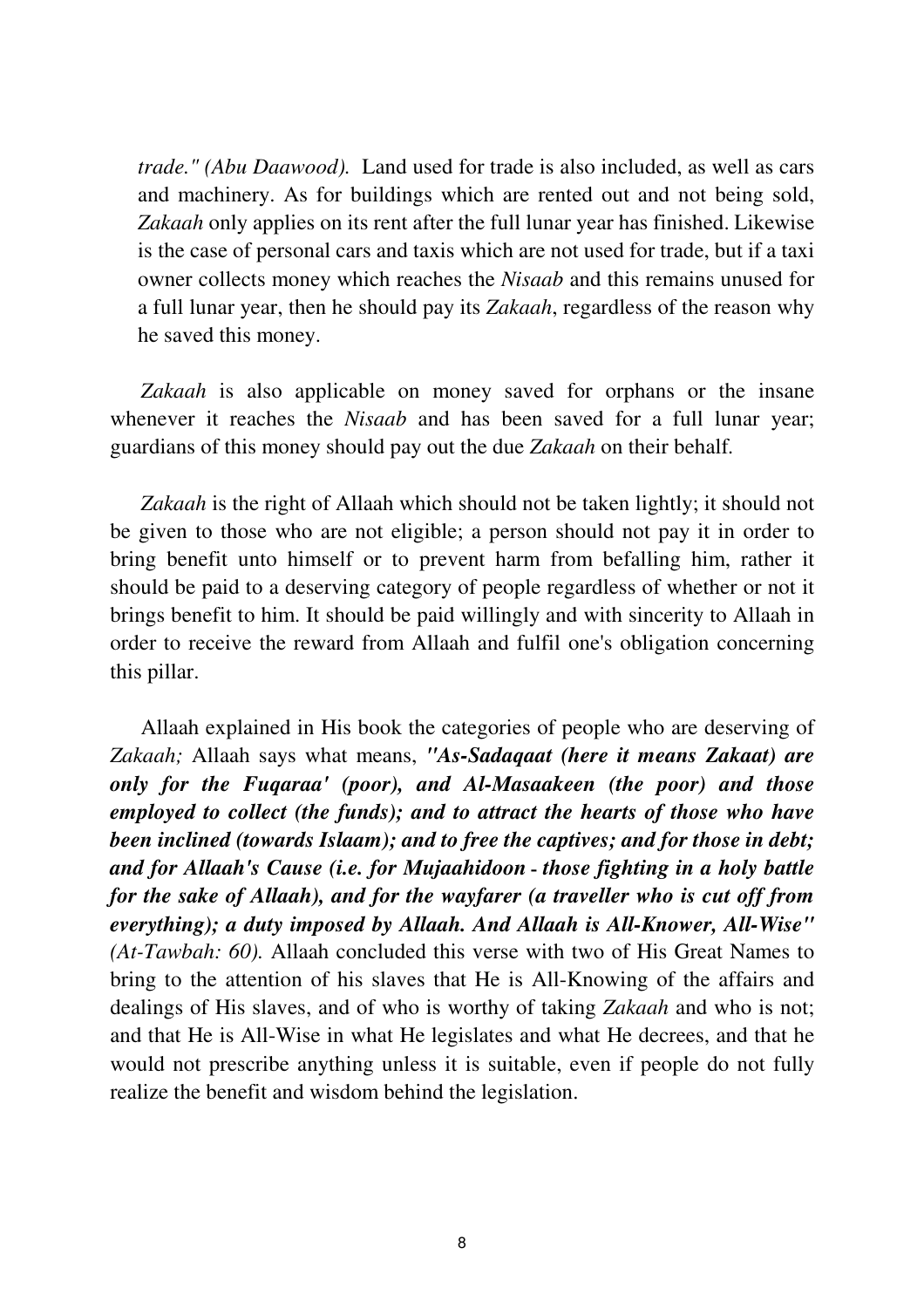*trade." (Abu Daawood).* Land used for trade is also included, as well as cars and machinery. As for buildings which are rented out and not being sold, *Zakaah* only applies on its rent after the full lunar year has finished. Likewise is the case of personal cars and taxis which are not used for trade, but if a taxi owner collects money which reaches the *Nisaab* and this remains unused for a full lunar year, then he should pay its *Zakaah*, regardless of the reason why he saved this money.

*Zakaah* is also applicable on money saved for orphans or the insane whenever it reaches the *Nisaab* and has been saved for a full lunar year; guardians of this money should pay out the due *Zakaah* on their behalf.

*Zakaah* is the right of Allaah which should not be taken lightly; it should not be given to those who are not eligible; a person should not pay it in order to bring benefit unto himself or to prevent harm from befalling him, rather it should be paid to a deserving category of people regardless of whether or not it brings benefit to him. It should be paid willingly and with sincerity to Allaah in order to receive the reward from Allaah and fulfil one's obligation concerning this pillar.

Allaah explained in His book the categories of people who are deserving of *Zakaah;* Allaah says what means, ***"As-Sadaqaat (here it means Zakaat) are only for the Fuqaraa' (poor), and Al-Masaakeen (the poor) and those employed to collect (the funds); and to attract the hearts of those who have been inclined (towards Islaam); and to free the captives; and for those in debt; and for Allaah's Cause (i.e. for Mujaahidoon - those fighting in a holy battle for the sake of Allaah), and for the wayfarer (a traveller who is cut off from everything); a duty imposed by Allaah. And Allaah is All-Knower, All-Wise"*** *(At-Tawbah: 60).* Allaah concluded this verse with two of His Great Names to bring to the attention of his slaves that He is All-Knowing of the affairs and dealings of His slaves, and of who is worthy of taking *Zakaah* and who is not; and that He is All-Wise in what He legislates and what He decrees, and that he would not prescribe anything unless it is suitable, even if people do not fully realize the benefit and wisdom behind the legislation.